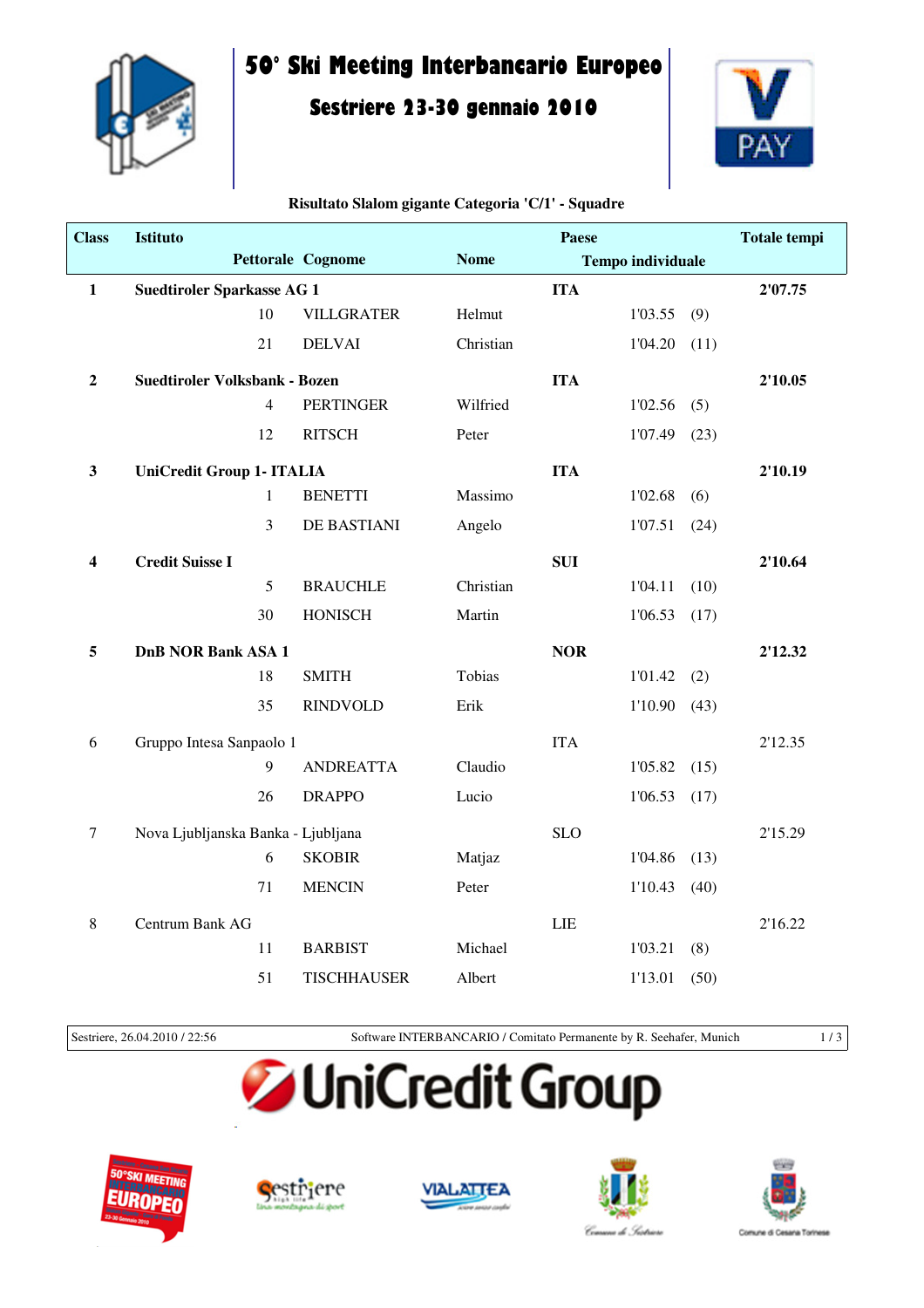# 50° Ski Meeting Interbancario Europeo

## Sestriere 23-30 gennaio 2010

**Risultato Slalom gigante Categoria 'C/1' - Squadre**

| Class | Istituto / Pettorale | Cognome | Nome | Paese | Tempo individuale | | Totale tempi |
|---|---|---|---|---|---|---|---|
| **1** | **Suedtiroler Sparkasse AG 1** | | | **ITA** | | | **2'07.75** |
| | 10 | VILLGRATER | Helmut | | 1'03.55 | (9) | |
| | 21 | DELVAI | Christian | | 1'04.20 | (11) | |
| **2** | **Suedtiroler Volksbank - Bozen** | | | **ITA** | | | **2'10.05** |
| | 4 | PERTINGER | Wilfried | | 1'02.56 | (5) | |
| | 12 | RITSCH | Peter | | 1'07.49 | (23) | |
| **3** | **UniCredit Group 1- ITALIA** | | | **ITA** | | | **2'10.19** |
| | 1 | BENETTI | Massimo | | 1'02.68 | (6) | |
| | 3 | DE BASTIANI | Angelo | | 1'07.51 | (24) | |
| **4** | **Credit Suisse I** | | | **SUI** | | | **2'10.64** |
| | 5 | BRAUCHLE | Christian | | 1'04.11 | (10) | |
| | 30 | HONISCH | Martin | | 1'06.53 | (17) | |
| **5** | **DnB NOR Bank ASA 1** | | | **NOR** | | | **2'12.32** |
| | 18 | SMITH | Tobias | | 1'01.42 | (2) | |
| | 35 | RINDVOLD | Erik | | 1'10.90 | (43) | |
| 6 | Gruppo Intesa Sanpaolo 1 | | | ITA | | | 2'12.35 |
| | 9 | ANDREATTA | Claudio | | 1'05.82 | (15) | |
| | 26 | DRAPPO | Lucio | | 1'06.53 | (17) | |
| 7 | Nova Ljubljanska Banka - Ljubljana | | | SLO | | | 2'15.29 |
| | 6 | SKOBIR | Matjaz | | 1'04.86 | (13) | |
| | 71 | MENCIN | Peter | | 1'10.43 | (40) | |
| 8 | Centrum Bank AG | | | LIE | | | 2'16.22 |
| | 11 | BARBIST | Michael | | 1'03.21 | (8) | |
| | 51 | TISCHHAUSER | Albert | | 1'13.01 | (50) | |

Sestriere, 26.04.2010 / 22:56 — Software INTERBANCARIO / Comitato Permanente by R. Seehafer, Munich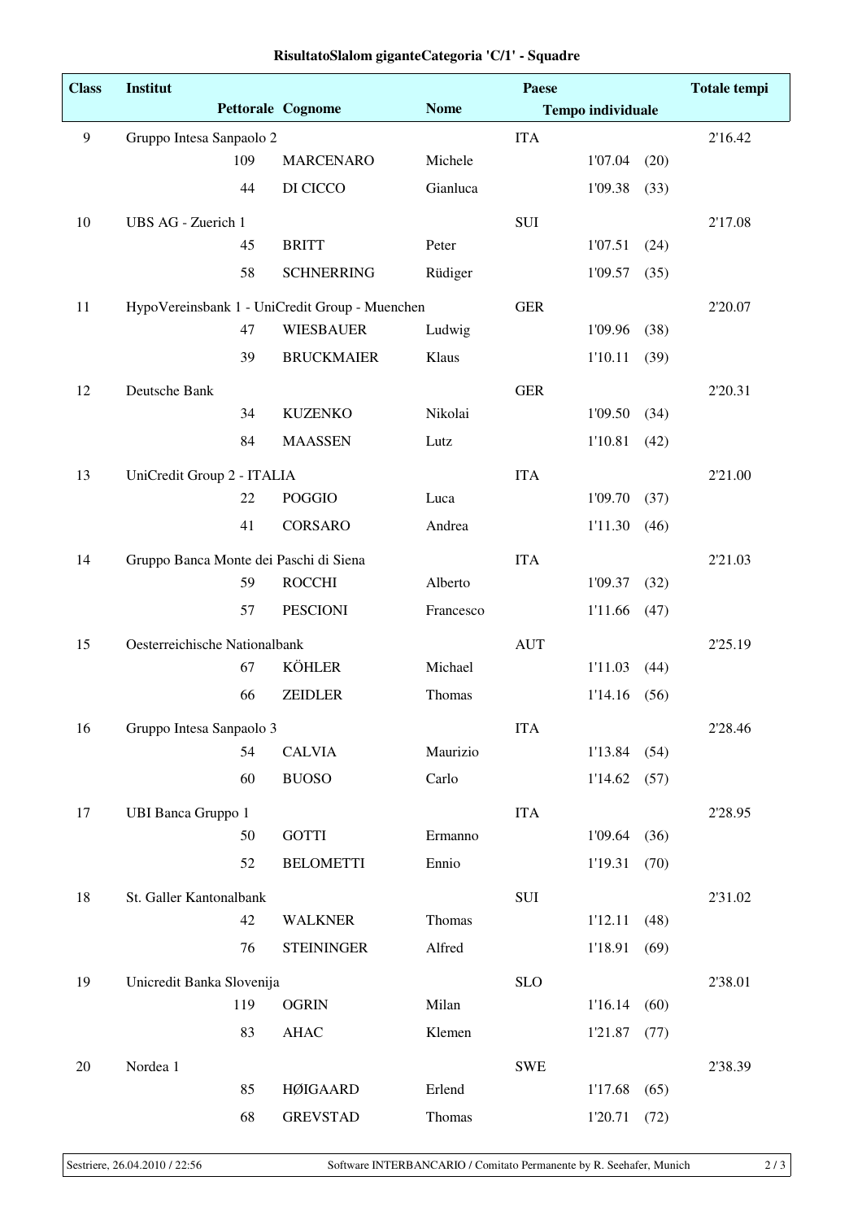# RisultatoSlalom giganteCategoria 'C/1' - Squadre

| Class | Institut | | | | Paese | | Totale tempi |
|---|---|---|---|---|---|---|---|
| | | Pettorale | Cognome | Nome | Tempo individuale | | |
| 9 | Gruppo Intesa Sanpaolo 2 | | | | ITA | | 2'16.42 |
| | | 109 | MARCENARO | Michele | 1'07.04 | (20) | |
| | | 44 | DI CICCO | Gianluca | 1'09.38 | (33) | |
| 10 | UBS AG - Zuerich 1 | | | | SUI | | 2'17.08 |
| | | 45 | BRITT | Peter | 1'07.51 | (24) | |
| | | 58 | SCHNERRING | Rüdiger | 1'09.57 | (35) | |
| 11 | HypoVereinsbank 1 - UniCredit Group - Muenchen | | | | GER | | 2'20.07 |
| | | 47 | WIESBAUER | Ludwig | 1'09.96 | (38) | |
| | | 39 | BRUCKMAIER | Klaus | 1'10.11 | (39) | |
| 12 | Deutsche Bank | | | | GER | | 2'20.31 |
| | | 34 | KUZENKO | Nikolai | 1'09.50 | (34) | |
| | | 84 | MAASSEN | Lutz | 1'10.81 | (42) | |
| 13 | UniCredit Group 2 - ITALIA | | | | ITA | | 2'21.00 |
| | | 22 | POGGIO | Luca | 1'09.70 | (37) | |
| | | 41 | CORSARO | Andrea | 1'11.30 | (46) | |
| 14 | Gruppo Banca Monte dei Paschi di Siena | | | | ITA | | 2'21.03 |
| | | 59 | ROCCHI | Alberto | 1'09.37 | (32) | |
| | | 57 | PESCIONI | Francesco | 1'11.66 | (47) | |
| 15 | Oesterreichische Nationalbank | | | | AUT | | 2'25.19 |
| | | 67 | KÖHLER | Michael | 1'11.03 | (44) | |
| | | 66 | ZEIDLER | Thomas | 1'14.16 | (56) | |
| 16 | Gruppo Intesa Sanpaolo 3 | | | | ITA | | 2'28.46 |
| | | 54 | CALVIA | Maurizio | 1'13.84 | (54) | |
| | | 60 | BUOSO | Carlo | 1'14.62 | (57) | |
| 17 | UBI Banca Gruppo 1 | | | | ITA | | 2'28.95 |
| | | 50 | GOTTI | Ermanno | 1'09.64 | (36) | |
| | | 52 | BELOMETTI | Ennio | 1'19.31 | (70) | |
| 18 | St. Galler Kantonalbank | | | | SUI | | 2'31.02 |
| | | 42 | WALKNER | Thomas | 1'12.11 | (48) | |
| | | 76 | STEININGER | Alfred | 1'18.91 | (69) | |
| 19 | Unicredit Banka Slovenija | | | | SLO | | 2'38.01 |
| | | 119 | OGRIN | Milan | 1'16.14 | (60) | |
| | | 83 | AHAC | Klemen | 1'21.87 | (77) | |
| 20 | Nordea 1 | | | | SWE | | 2'38.39 |
| | | 85 | HØIGAARD | Erlend | 1'17.68 | (65) | |
| | | 68 | GREVSTAD | Thomas | 1'20.71 | (72) | |

Sestriere, 26.04.2010 / 22:56 — Software INTERBANCARIO / Comitato Permanente by R. Seehafer, Munich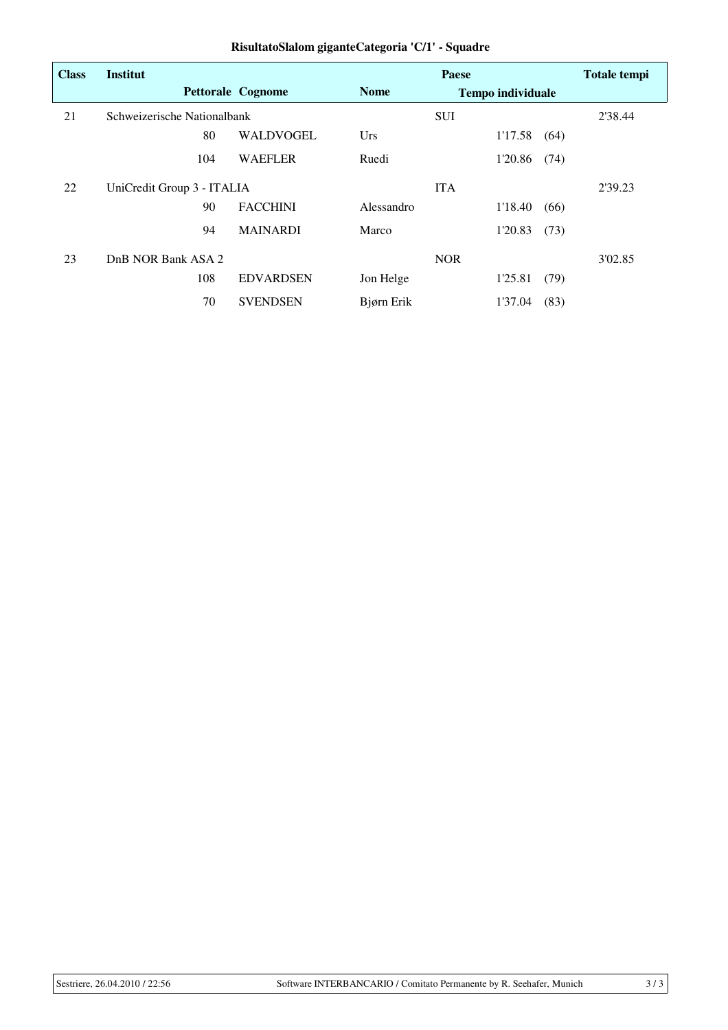**RisultatoSlalom giganteCategoria 'C/1' - Squadre**

| Class | Institut | | | Paese | | Totale tempi |
|---|---|---|---|---|---|---|
| | Pettorale | Cognome | Nome | Tempo individuale | | |
| 21 | Schweizerische Nationalbank | | | SUI | | 2'38.44 |
| | 80 | WALDVOGEL | Urs | 1'17.58 | (64) | |
| | 104 | WAEFLER | Ruedi | 1'20.86 | (74) | |
| 22 | UniCredit Group 3 - ITALIA | | | ITA | | 2'39.23 |
| | 90 | FACCHINI | Alessandro | 1'18.40 | (66) | |
| | 94 | MAINARDI | Marco | 1'20.83 | (73) | |
| 23 | DnB NOR Bank ASA 2 | | | NOR | | 3'02.85 |
| | 108 | EDVARDSEN | Jon Helge | 1'25.81 | (79) | |
| | 70 | SVENDSEN | Bjørn Erik | 1'37.04 | (83) | |

Sestriere, 26.04.2010 / 22:56 — Software INTERBANCARIO / Comitato Permanente by R. Seehafer, Munich